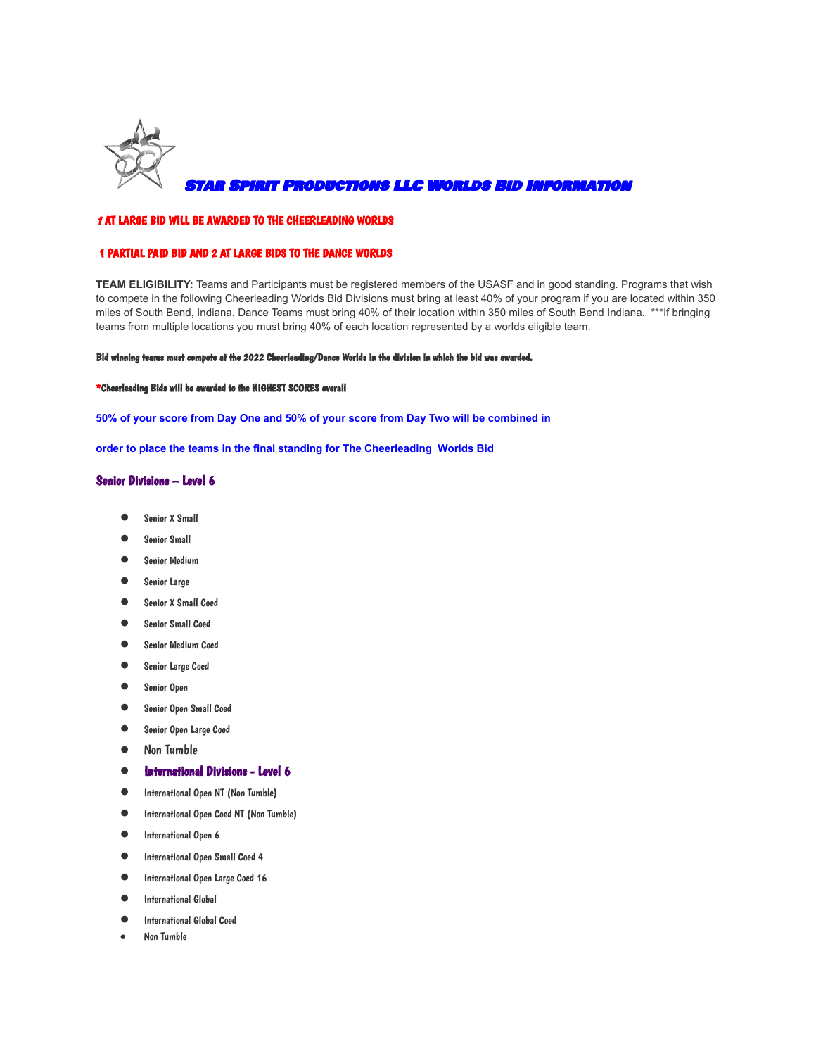# Star Spirit Productions LLC Worlds Bid Information

**1 AT LARGE BID WILL BE AWARDED TO THE CHEERLEADING WORLDS**

**1 PARTIAL PAID BID AND 2 AT LARGE BIDS TO THE DANCE WORLDS**

**TEAM ELIGIBILITY:** Teams and Participants must be registered members of the USASF and in good standing. Programs that wish to compete in the following Cheerleading Worlds Bid Divisions must bring at least 40% of your program if you are located within 350 miles of South Bend, Indiana. Dance Teams must bring 40% of their location within 350 miles of South Bend Indiana. ***If bringing teams from multiple locations you must bring 40% of each location represented by a worlds eligible team.

**Bid winning teams must compete at the 2022 Cheerleading/Dance Worlds in the division in which the bid was awarded.**

***Cheerleading Bids will be awarded to the HIGHEST SCORES overall**

**50% of your score from Day One and 50% of your score from Day Two will be combined in order to place the teams in the final standing for The Cheerleading Worlds Bid**

## Senior Divisions – Level 6

- Senior X Small
- Senior Small
- Senior Medium
- Senior Large
- Senior X Small Coed
- Senior Small Coed
- Senior Medium Coed
- Senior Large Coed
- Senior Open
- Senior Open Small Coed
- Senior Open Large Coed
- Non Tumble
- **International Divisions - Level 6**
- International Open NT (Non Tumble)
- International Open Coed NT (Non Tumble)
- International Open 6
- International Open Small Coed 4
- International Open Large Coed 16
- International Global
- International Global Coed
- Non Tumble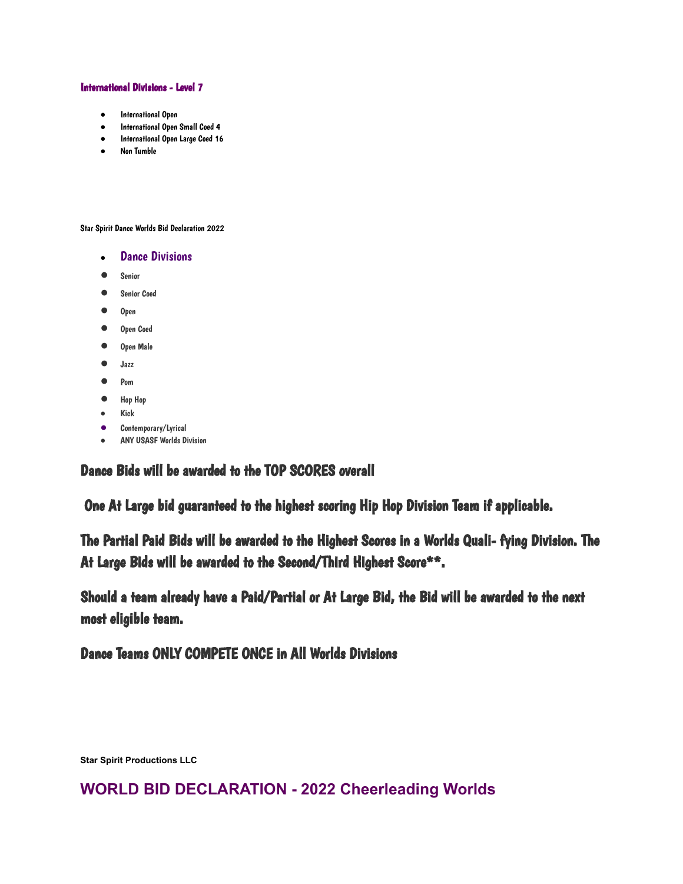### International Divisions - Level 7

- International Open
- International Open Small Coed 4
- International Open Large Coed 16
- Non Tumble

Star Spirit Dance Worlds Bid Declaration 2022

- **Dance Divisions**
- Senior
- Senior Coed
- Open
- Open Coed
- Open Male
- Jazz
- Pom
- Hop Hop
- Kick
- Contemporary/Lyrical
- ANY USASF Worlds Division

### Dance Bids will be awarded to the TOP SCORES overall

### One At Large bid guaranteed to the highest scoring Hip Hop Division Team if applicable.

### The Partial Paid Bids will be awarded to the Highest Scores in a Worlds Quali- fying Division. The At Large Bids will be awarded to the Second/Third Highest Score**.

### Should a team already have a Paid/Partial or At Large Bid, the Bid will be awarded to the next most eligible team.

### Dance Teams ONLY COMPETE ONCE in All Worlds Divisions

**Star Spirit Productions LLC**

## WORLD BID DECLARATION - 2022 Cheerleading Worlds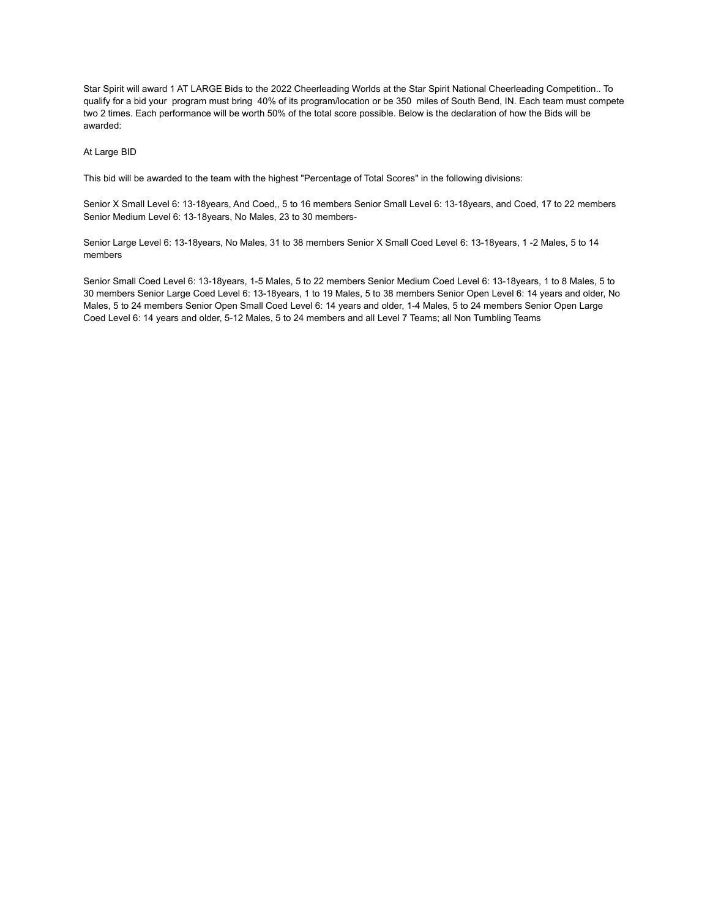Star Spirit will award 1 AT LARGE Bids to the 2022 Cheerleading Worlds at the Star Spirit National Cheerleading Competition.. To qualify for a bid your program must bring 40% of its program/location or be 350 miles of South Bend, IN. Each team must compete two 2 times. Each performance will be worth 50% of the total score possible. Below is the declaration of how the Bids will be awarded:

At Large BID

This bid will be awarded to the team with the highest "Percentage of Total Scores" in the following divisions:

Senior X Small Level 6: 13-18years, And Coed,, 5 to 16 members Senior Small Level 6: 13-18years, and Coed, 17 to 22 members Senior Medium Level 6: 13-18years, No Males, 23 to 30 members-

Senior Large Level 6: 13-18years, No Males, 31 to 38 members Senior X Small Coed Level 6: 13-18years, 1 -2 Males, 5 to 14 members

Senior Small Coed Level 6: 13-18years, 1-5 Males, 5 to 22 members Senior Medium Coed Level 6: 13-18years, 1 to 8 Males, 5 to 30 members Senior Large Coed Level 6: 13-18years, 1 to 19 Males, 5 to 38 members Senior Open Level 6: 14 years and older, No Males, 5 to 24 members Senior Open Small Coed Level 6: 14 years and older, 1-4 Males, 5 to 24 members Senior Open Large Coed Level 6: 14 years and older, 5-12 Males, 5 to 24 members and all Level 7 Teams; all Non Tumbling Teams